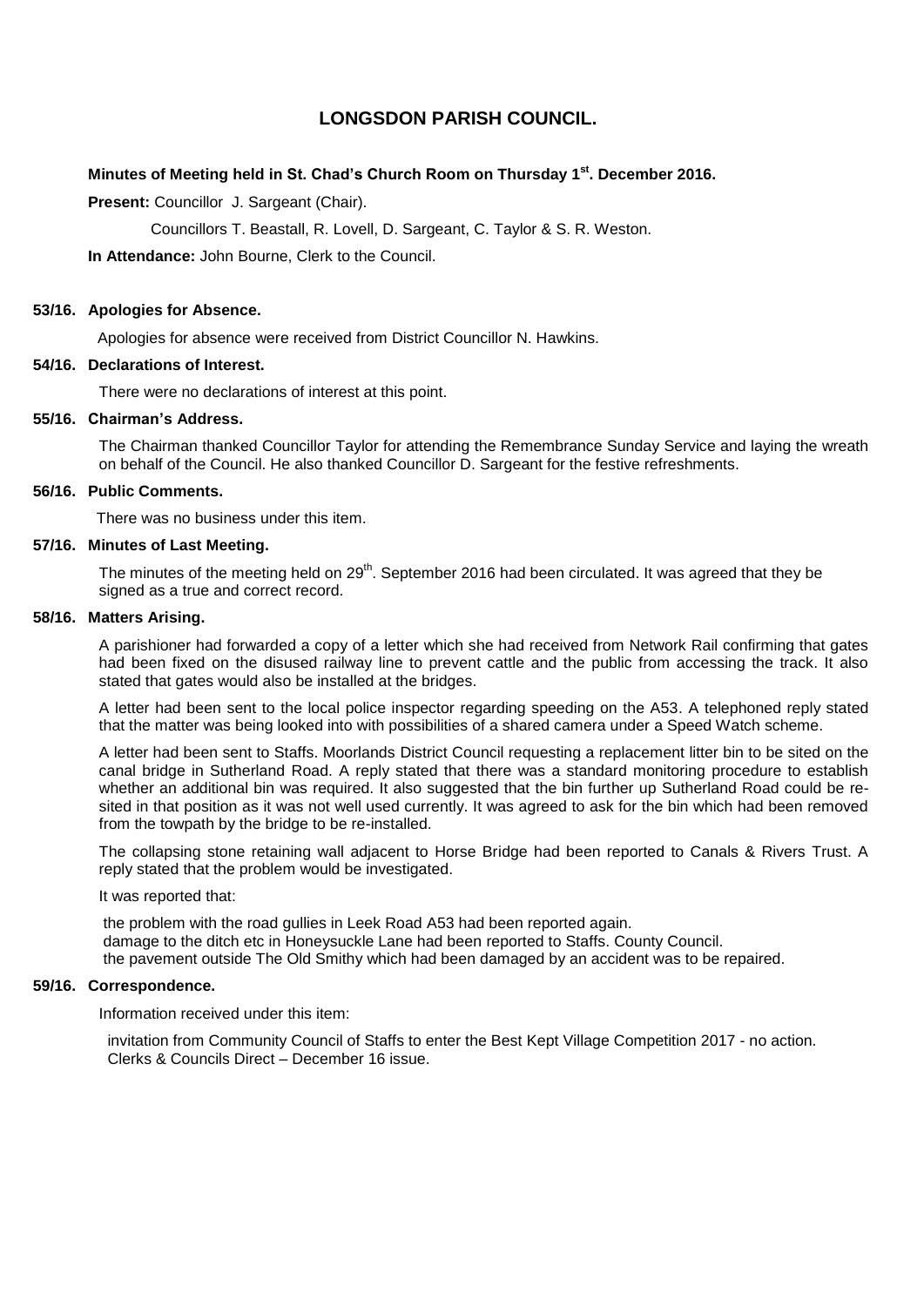# LONGSDON PARISH COUNCIL.

**Minutes of Meeting held in St. Chad's Church Room on Thursday 1st. December 2016.**

**Present:** Councillor J. Sargeant (Chair).

Councillors T. Beastall, R. Lovell, D. Sargeant, C. Taylor & S. R. Weston.

**In Attendance:** John Bourne, Clerk to the Council.

### 53/16. Apologies for Absence.

Apologies for absence were received from District Councillor N. Hawkins.

### 54/16. Declarations of Interest.

There were no declarations of interest at this point.

### 55/16. Chairman's Address.

The Chairman thanked Councillor Taylor for attending the Remembrance Sunday Service and laying the wreath on behalf of the Council. He also thanked Councillor D. Sargeant for the festive refreshments.

### 56/16. Public Comments.

There was no business under this item.

### 57/16. Minutes of Last Meeting.

The minutes of the meeting held on 29th. September 2016 had been circulated. It was agreed that they be signed as a true and correct record.

### 58/16. Matters Arising.

A parishioner had forwarded a copy of a letter which she had received from Network Rail confirming that gates had been fixed on the disused railway line to prevent cattle and the public from accessing the track. It also stated that gates would also be installed at the bridges.

A letter had been sent to the local police inspector regarding speeding on the A53. A telephoned reply stated that the matter was being looked into with possibilities of a shared camera under a Speed Watch scheme.

A letter had been sent to Staffs. Moorlands District Council requesting a replacement litter bin to be sited on the canal bridge in Sutherland Road. A reply stated that there was a standard monitoring procedure to establish whether an additional bin was required. It also suggested that the bin further up Sutherland Road could be re-sited in that position as it was not well used currently. It was agreed to ask for the bin which had been removed from the towpath by the bridge to be re-installed.

The collapsing stone retaining wall adjacent to Horse Bridge had been reported to Canals & Rivers Trust. A reply stated that the problem would be investigated.

It was reported that:

the problem with the road gullies in Leek Road A53 had been reported again.
damage to the ditch etc in Honeysuckle Lane had been reported to Staffs. County Council.
the pavement outside The Old Smithy which had been damaged by an accident was to be repaired.

### 59/16. Correspondence.

Information received under this item:

invitation from Community Council of Staffs to enter the Best Kept Village Competition 2017 - no action.
Clerks & Councils Direct – December 16 issue.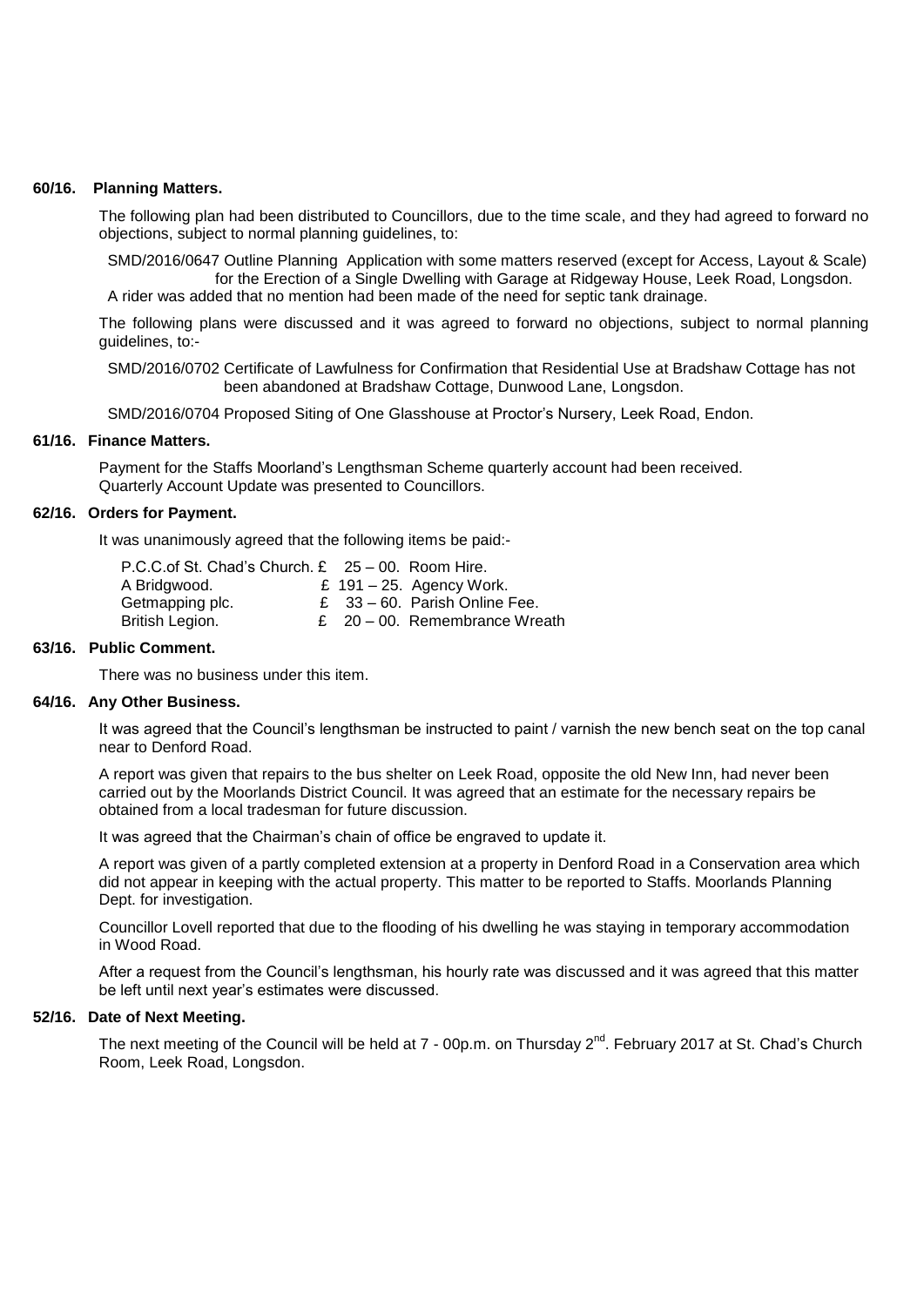**60/16. Planning Matters.**

The following plan had been distributed to Councillors, due to the time scale, and they had agreed to forward no objections, subject to normal planning guidelines, to:

SMD/2016/0647 Outline Planning Application with some matters reserved (except for Access, Layout & Scale) for the Erection of a Single Dwelling with Garage at Ridgeway House, Leek Road, Longsdon.

A rider was added that no mention had been made of the need for septic tank drainage.

The following plans were discussed and it was agreed to forward no objections, subject to normal planning guidelines, to:-

SMD/2016/0702 Certificate of Lawfulness for Confirmation that Residential Use at Bradshaw Cottage has not been abandoned at Bradshaw Cottage, Dunwood Lane, Longsdon.

SMD/2016/0704 Proposed Siting of One Glasshouse at Proctor's Nursery, Leek Road, Endon.

**61/16. Finance Matters.**

Payment for the Staffs Moorland's Lengthsman Scheme quarterly account had been received.
Quarterly Account Update was presented to Councillors.

**62/16. Orders for Payment.**

It was unanimously agreed that the following items be paid:-

| | | |
|---|---|---|
| P.C.C.of St. Chad's Church. | £ 25 – 00. | Room Hire. |
| A Bridgwood. | £ 191 – 25. | Agency Work. |
| Getmapping plc. | £ 33 – 60. | Parish Online Fee. |
| British Legion. | £ 20 – 00. | Remembrance Wreath |

**63/16. Public Comment.**

There was no business under this item.

**64/16. Any Other Business.**

It was agreed that the Council's lengthsman be instructed to paint / varnish the new bench seat on the top canal near to Denford Road.

A report was given that repairs to the bus shelter on Leek Road, opposite the old New Inn, had never been carried out by the Moorlands District Council. It was agreed that an estimate for the necessary repairs be obtained from a local tradesman for future discussion.

It was agreed that the Chairman's chain of office be engraved to update it.

A report was given of a partly completed extension at a property in Denford Road in a Conservation area which did not appear in keeping with the actual property. This matter to be reported to Staffs. Moorlands Planning Dept. for investigation.

Councillor Lovell reported that due to the flooding of his dwelling he was staying in temporary accommodation in Wood Road.

After a request from the Council's lengthsman, his hourly rate was discussed and it was agreed that this matter be left until next year's estimates were discussed.

**52/16. Date of Next Meeting.**

The next meeting of the Council will be held at 7 - 00p.m. on Thursday 2nd. February 2017 at St. Chad's Church Room, Leek Road, Longsdon.